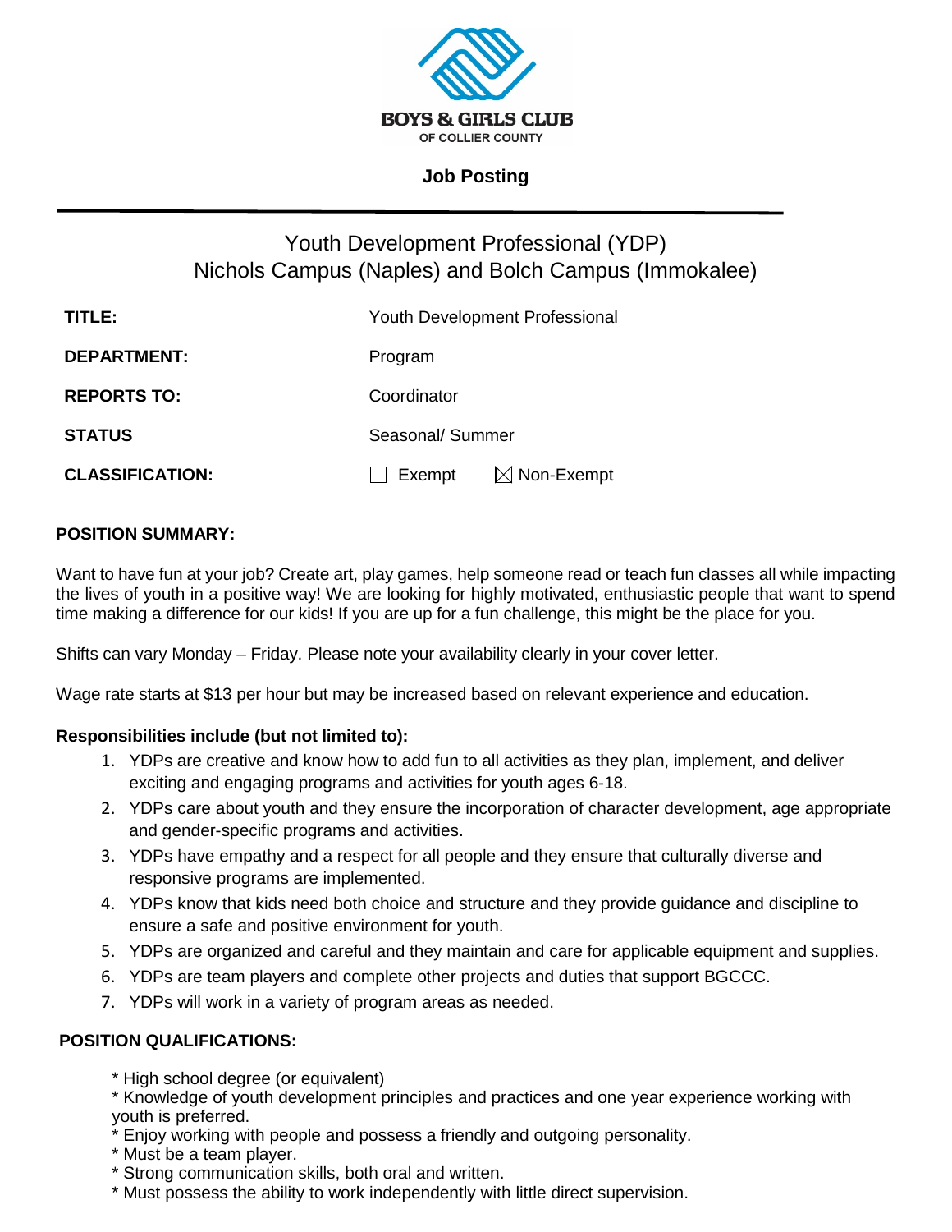BOYS & GIRLS CLUB
OF COLLIER COUNTY

**Job Posting**

---

# Youth Development Professional (YDP)
## Nichols Campus (Naples) and Bolch Campus (Immokalee)

| | |
|---|---|
| **TITLE:** | Youth Development Professional |
| **DEPARTMENT:** | Program |
| **REPORTS TO:** | Coordinator |
| **STATUS** | Seasonal/ Summer |
| **CLASSIFICATION:** | ☐ Exempt ☒ Non-Exempt |

### POSITION SUMMARY:

Want to have fun at your job? Create art, play games, help someone read or teach fun classes all while impacting the lives of youth in a positive way! We are looking for highly motivated, enthusiastic people that want to spend time making a difference for our kids! If you are up for a fun challenge, this might be the place for you.

Shifts can vary Monday – Friday. Please note your availability clearly in your cover letter.

Wage rate starts at $13 per hour but may be increased based on relevant experience and education.

**Responsibilities include (but not limited to):**

1. YDPs are creative and know how to add fun to all activities as they plan, implement, and deliver exciting and engaging programs and activities for youth ages 6-18.
2. YDPs care about youth and they ensure the incorporation of character development, age appropriate and gender-specific programs and activities.
3. YDPs have empathy and a respect for all people and they ensure that culturally diverse and responsive programs are implemented.
4. YDPs know that kids need both choice and structure and they provide guidance and discipline to ensure a safe and positive environment for youth.
5. YDPs are organized and careful and they maintain and care for applicable equipment and supplies.
6. YDPs are team players and complete other projects and duties that support BGCCC.
7. YDPs will work in a variety of program areas as needed.

### POSITION QUALIFICATIONS:

* High school degree (or equivalent)
* Knowledge of youth development principles and practices and one year experience working with youth is preferred.
* Enjoy working with people and possess a friendly and outgoing personality.
* Must be a team player.
* Strong communication skills, both oral and written.
* Must possess the ability to work independently with little direct supervision.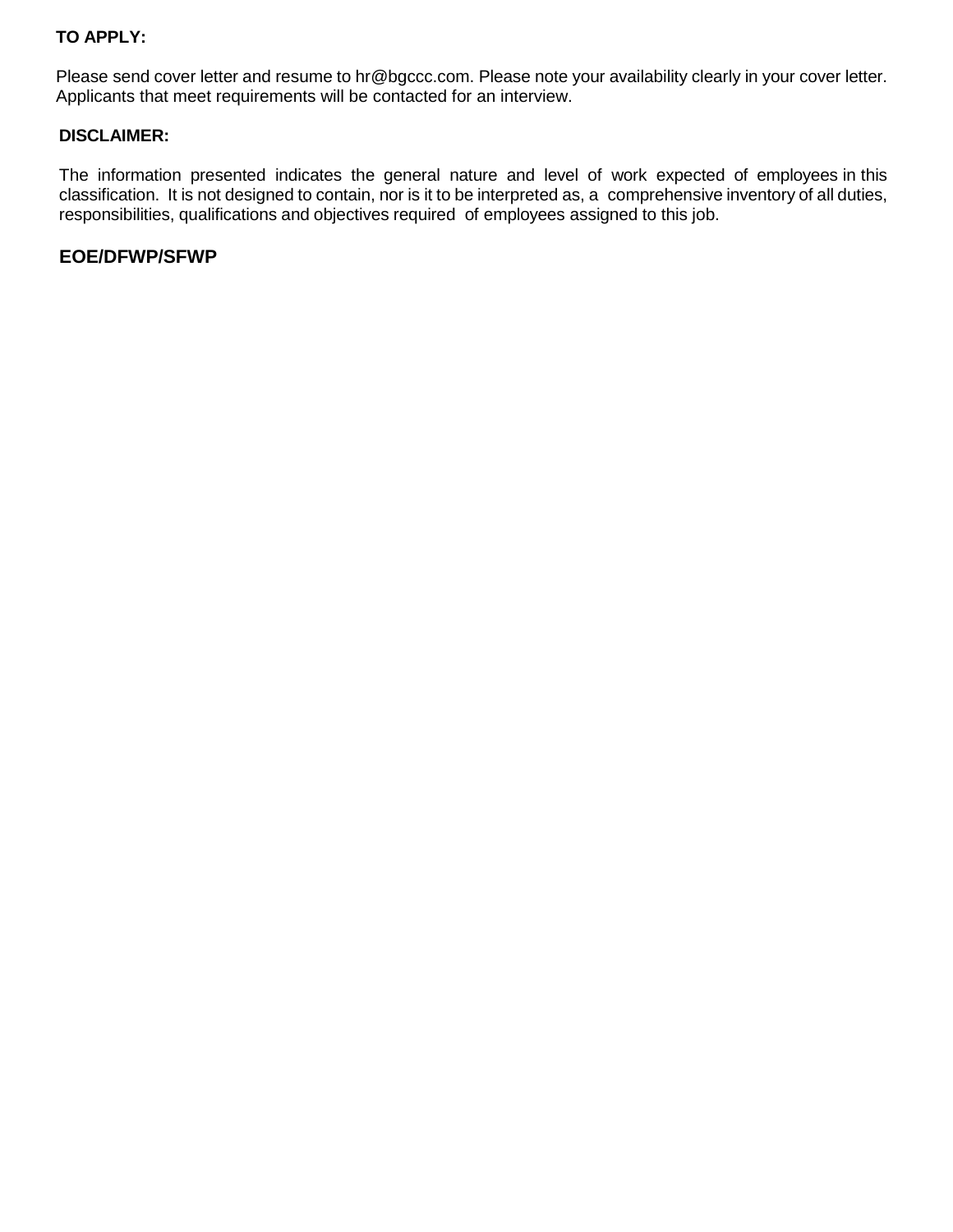**TO APPLY:**

Please send cover letter and resume to hr@bgccc.com. Please note your availability clearly in your cover letter. Applicants that meet requirements will be contacted for an interview.

**DISCLAIMER:**

The information presented indicates the general nature and level of work expected of employees in this classification. It is not designed to contain, nor is it to be interpreted as, a comprehensive inventory of all duties, responsibilities, qualifications and objectives required of employees assigned to this job.

**EOE/DFWP/SFWP**